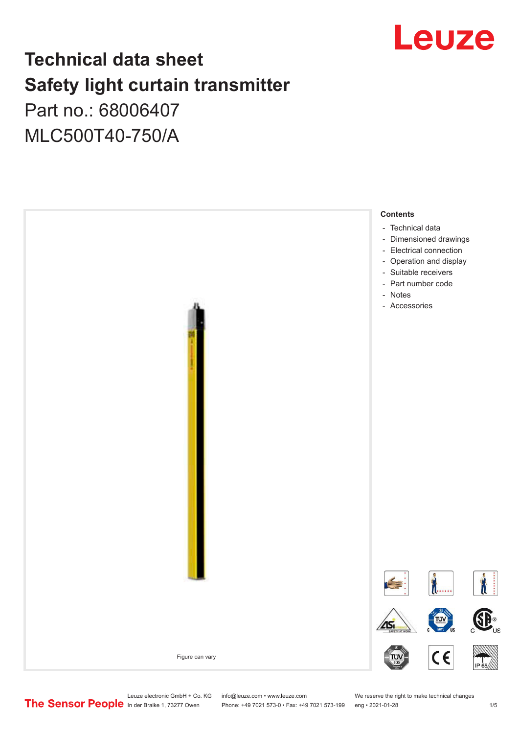# Technical data sheet
# Safety light curtain transmitter

Part no.: 68006407

MLC500T40-750/A

Figure can vary

**Contents**

- Technical data
- Dimensioned drawings
- Electrical connection
- Operation and display
- Suitable receivers
- Part number code
- Notes
- Accessories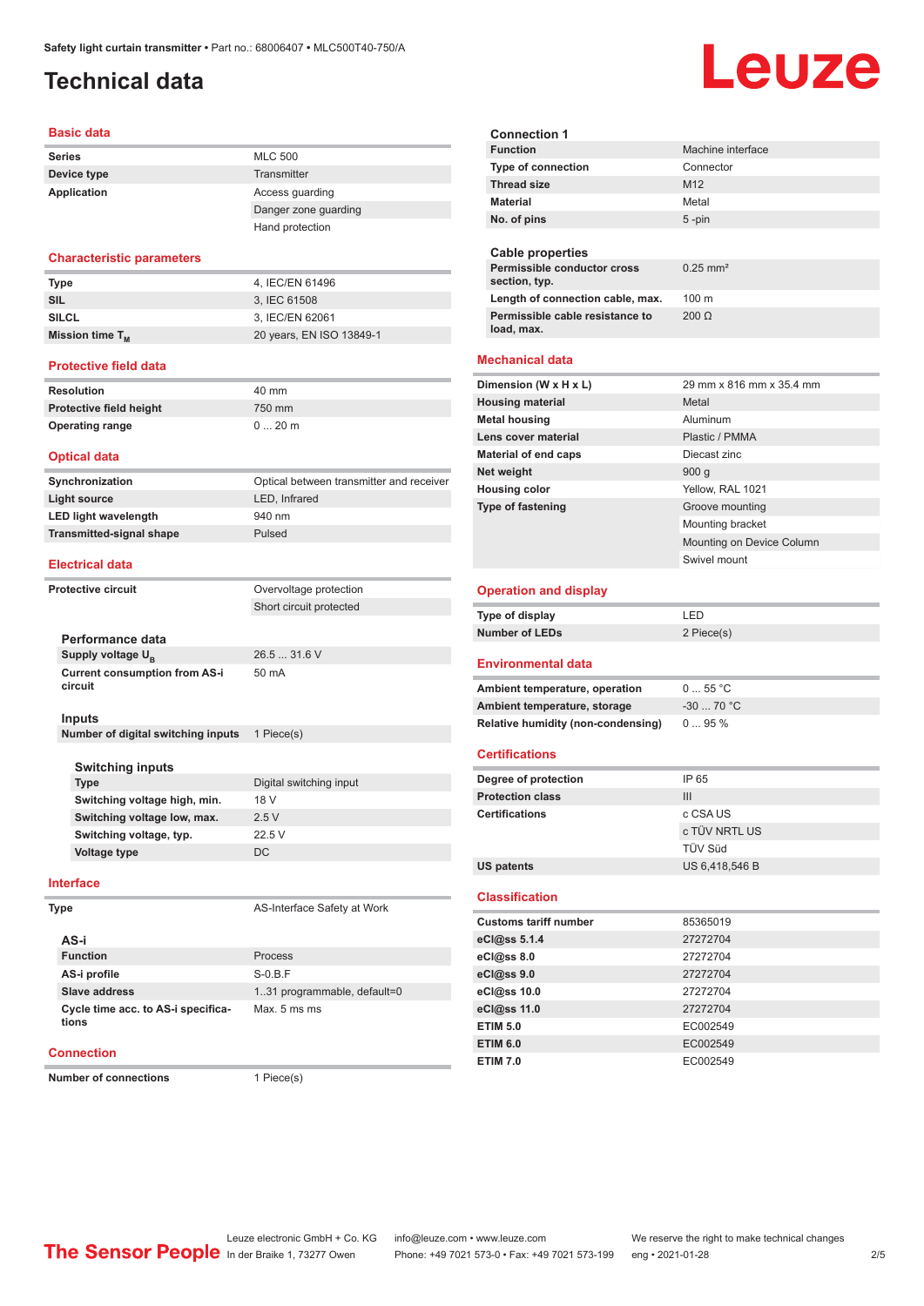# Technical data

## Basic data

| | |
|---|---|
| **Series** | MLC 500 |
| **Device type** | Transmitter |
| **Application** | Access guarding |
| | Danger zone guarding |
| | Hand protection |

## Characteristic parameters

| | |
|---|---|
| **Type** | 4, IEC/EN 61496 |
| **SIL** | 3, IEC 61508 |
| **SILCL** | 3, IEC/EN 62061 |
| **Mission time $T_M$** | 20 years, EN ISO 13849-1 |

## Protective field data

| | |
|---|---|
| **Resolution** | 40 mm |
| **Protective field height** | 750 mm |
| **Operating range** | 0 ... 20 m |

## Optical data

| | |
|---|---|
| **Synchronization** | Optical between transmitter and receiver |
| **Light source** | LED, Infrared |
| **LED light wavelength** | 940 nm |
| **Transmitted-signal shape** | Pulsed |

## Electrical data

| | |
|---|---|
| **Protective circuit** | Overvoltage protection |
| | Short circuit protected |

### Performance data

| | |
|---|---|
| **Supply voltage $U_B$** | 26.5 ... 31.6 V |
| **Current consumption from AS-i circuit** | 50 mA |

### Inputs

| | |
|---|---|
| **Number of digital switching inputs** | 1 Piece(s) |

#### Switching inputs

| | |
|---|---|
| **Type** | Digital switching input |
| **Switching voltage high, min.** | 18 V |
| **Switching voltage low, max.** | 2.5 V |
| **Switching voltage, typ.** | 22.5 V |
| **Voltage type** | DC |

## Interface

| | |
|---|---|
| **Type** | AS-Interface Safety at Work |

### AS-i

| | |
|---|---|
| **Function** | Process |
| **AS-i profile** | S-0.B.F |
| **Slave address** | 1..31 programmable, default=0 |
| **Cycle time acc. to AS-i specifications** | Max. 5 ms ms |

## Connection

| | |
|---|---|
| **Number of connections** | 1 Piece(s) |

### Connection 1

| | |
|---|---|
| **Function** | Machine interface |
| **Type of connection** | Connector |
| **Thread size** | M12 |
| **Material** | Metal |
| **No. of pins** | 5 -pin |

### Cable properties

| | |
|---|---|
| **Permissible conductor cross section, typ.** | 0.25 mm² |
| **Length of connection cable, max.** | 100 m |
| **Permissible cable resistance to load, max.** | 200 Ω |

## Mechanical data

| | |
|---|---|
| **Dimension (W x H x L)** | 29 mm x 816 mm x 35.4 mm |
| **Housing material** | Metal |
| **Metal housing** | Aluminum |
| **Lens cover material** | Plastic / PMMA |
| **Material of end caps** | Diecast zinc |
| **Net weight** | 900 g |
| **Housing color** | Yellow, RAL 1021 |
| **Type of fastening** | Groove mounting |
| | Mounting bracket |
| | Mounting on Device Column |
| | Swivel mount |

## Operation and display

| | |
|---|---|
| **Type of display** | LED |
| **Number of LEDs** | 2 Piece(s) |

## Environmental data

| | |
|---|---|
| **Ambient temperature, operation** | 0 ... 55 °C |
| **Ambient temperature, storage** | -30 ... 70 °C |
| **Relative humidity (non-condensing)** | 0 ... 95 % |

## Certifications

| | |
|---|---|
| **Degree of protection** | IP 65 |
| **Protection class** | III |
| **Certifications** | c CSA US |
| | c TÜV NRTL US |
| | TÜV Süd |
| **US patents** | US 6,418,546 B |

## Classification

| | |
|---|---|
| **Customs tariff number** | 85365019 |
| **eCl@ss 5.1.4** | 27272704 |
| **eCl@ss 8.0** | 27272704 |
| **eCl@ss 9.0** | 27272704 |
| **eCl@ss 10.0** | 27272704 |
| **eCl@ss 11.0** | 27272704 |
| **ETIM 5.0** | EC002549 |
| **ETIM 6.0** | EC002549 |
| **ETIM 7.0** | EC002549 |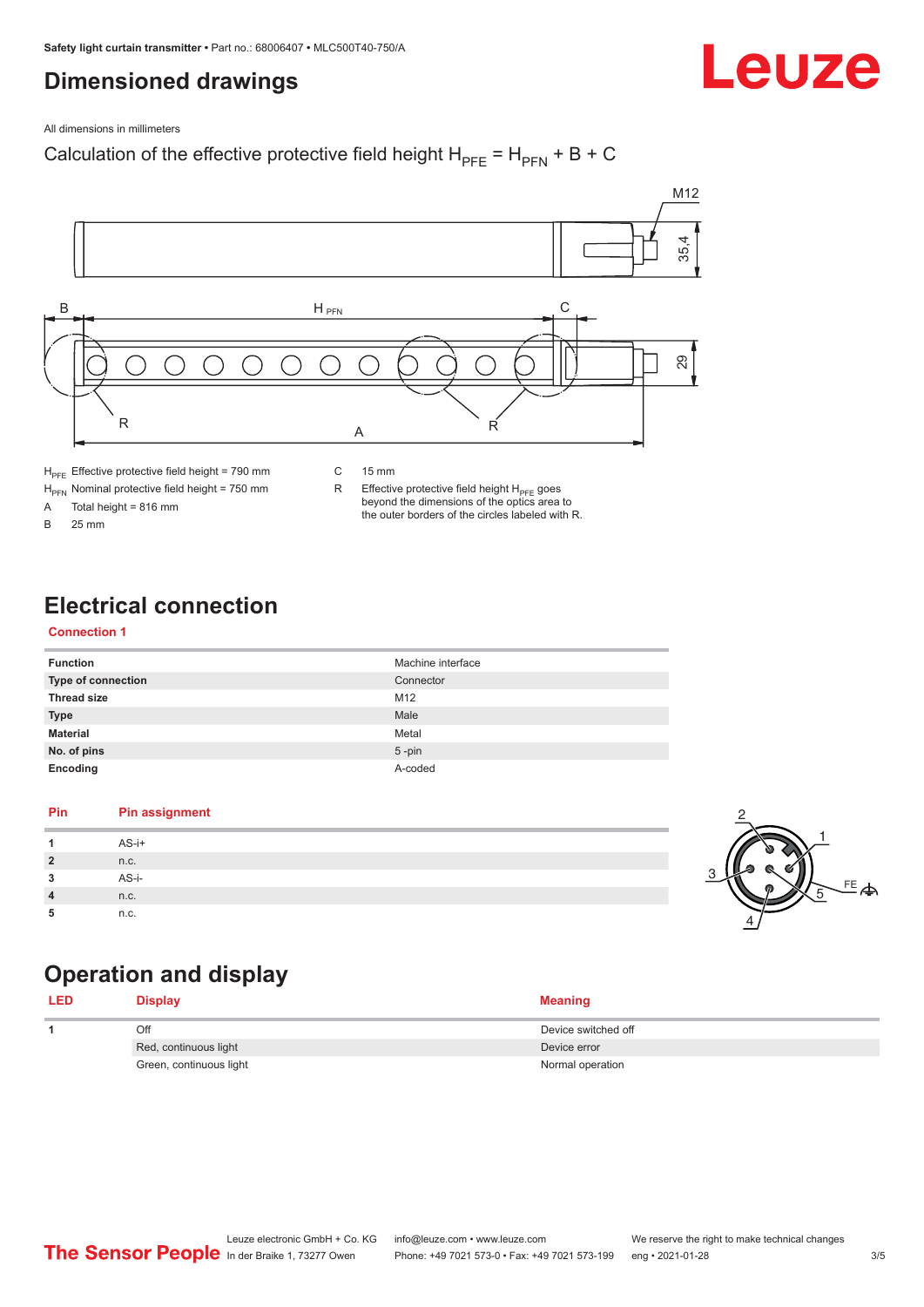# Dimensioned drawings

All dimensions in millimeters

Calculation of the effective protective field height $H_{PFE} = H_{PFN} + B + C$

| | | | |
|---|---|---|---|
| $H_{PFE}$ | Effective protective field height = 790 mm | C | 15 mm |
| $H_{PFN}$ | Nominal protective field height = 750 mm | R | Effective protective field height $H_{PFE}$ goes beyond the dimensions of the optics area to the outer borders of the circles labeled with R. |
| A | Total height = 816 mm | | |
| B | 25 mm | | |

# Electrical connection

## Connection 1

| | |
|---|---|
| **Function** | Machine interface |
| **Type of connection** | Connector |
| **Thread size** | M12 |
| **Type** | Male |
| **Material** | Metal |
| **No. of pins** | 5 -pin |
| **Encoding** | A-coded |

| Pin | Pin assignment |
|---|---|
| **1** | AS-i+ |
| **2** | n.c. |
| **3** | AS-i- |
| **4** | n.c. |
| **5** | n.c. |

# Operation and display

| LED | Display | Meaning |
|---|---|---|
| **1** | Off | Device switched off |
| | Red, continuous light | Device error |
| | Green, continuous light | Normal operation |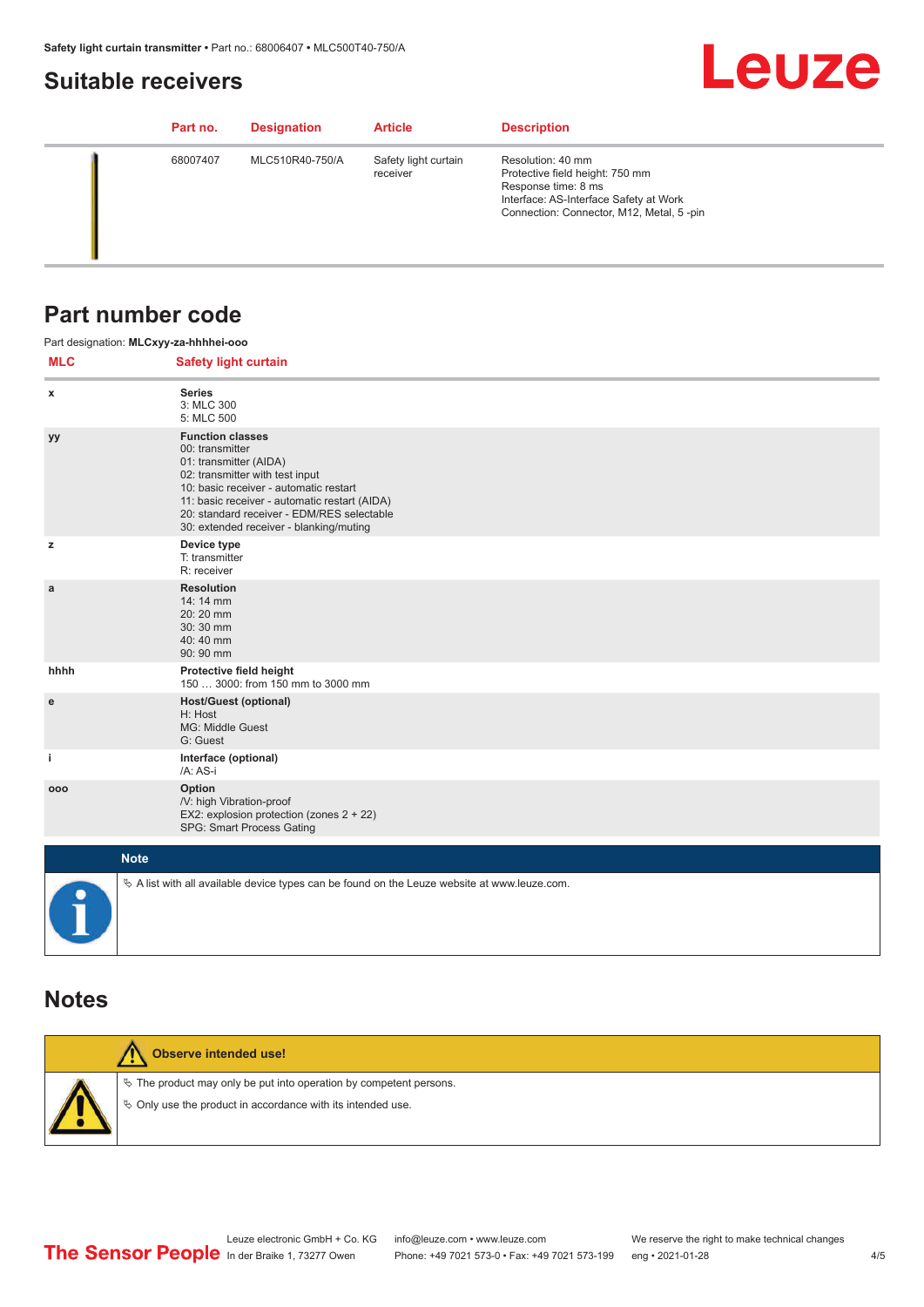## Suitable receivers

| Part no. | Designation | Article | Description |
|---|---|---|---|
| 68007407 | MLC510R40-750/A | Safety light curtain receiver | Resolution: 40 mm<br>Protective field height: 750 mm<br>Response time: 8 ms<br>Interface: AS-Interface Safety at Work<br>Connection: Connector, M12, Metal, 5 -pin |

## Part number code

Part designation: **MLCxyy-za-hhhhei-ooo**

| MLC | Safety light curtain |
|---|---|
| x | **Series**<br>3: MLC 300<br>5: MLC 500 |
| yy | **Function classes**<br>00: transmitter<br>01: transmitter (AIDA)<br>02: transmitter with test input<br>10: basic receiver - automatic restart<br>11: basic receiver - automatic restart (AIDA)<br>20: standard receiver - EDM/RES selectable<br>30: extended receiver - blanking/muting |
| z | **Device type**<br>T: transmitter<br>R: receiver |
| a | **Resolution**<br>14: 14 mm<br>20: 20 mm<br>30: 30 mm<br>40: 40 mm<br>90: 90 mm |
| hhhh | **Protective field height**<br>150 … 3000: from 150 mm to 3000 mm |
| e | **Host/Guest (optional)**<br>H: Host<br>MG: Middle Guest<br>G: Guest |
| i | **Interface (optional)**<br>/A: AS-i |
| ooo | **Option**<br>/V: high Vibration-proof<br>EX2: explosion protection (zones 2 + 22)<br>SPG: Smart Process Gating |

**Note**

- A list with all available device types can be found on the Leuze website at www.leuze.com.

## Notes

**Observe intended use!**

- The product may only be put into operation by competent persons.
- Only use the product in accordance with its intended use.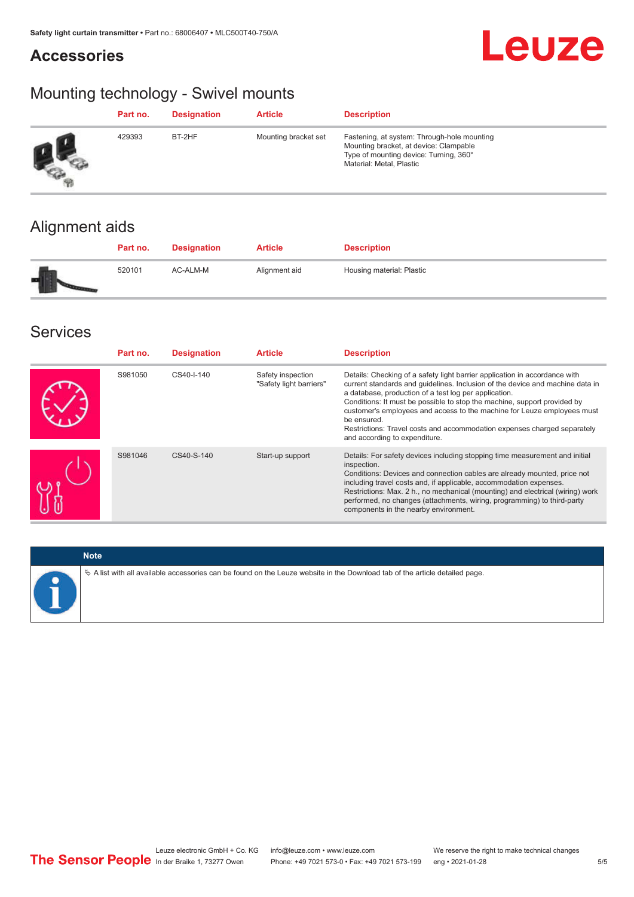# Accessories

## Mounting technology - Swivel mounts

| | Part no. | Designation | Article | Description |
|---|---|---|---|---|
| | 429393 | BT-2HF | Mounting bracket set | Fastening, at system: Through-hole mounting<br>Mounting bracket, at device: Clampable<br>Type of mounting device: Turning, 360°<br>Material: Metal, Plastic |

## Alignment aids

| | Part no. | Designation | Article | Description |
|---|---|---|---|---|
| | 520101 | AC-ALM-M | Alignment aid | Housing material: Plastic |

## Services

| | Part no. | Designation | Article | Description |
|---|---|---|---|---|
| | S981050 | CS40-I-140 | Safety inspection "Safety light barriers" | Details: Checking of a safety light barrier application in accordance with current standards and guidelines. Inclusion of the device and machine data in a database, production of a test log per application.<br>Conditions: It must be possible to stop the machine, support provided by customer's employees and access to the machine for Leuze employees must be ensured.<br>Restrictions: Travel costs and accommodation expenses charged separately and according to expenditure. |
| | S981046 | CS40-S-140 | Start-up support | Details: For safety devices including stopping time measurement and initial inspection.<br>Conditions: Devices and connection cables are already mounted, price not including travel costs and, if applicable, accommodation expenses.<br>Restrictions: Max. 2 h., no mechanical (mounting) and electrical (wiring) work performed, no changes (attachments, wiring, programming) to third-party components in the nearby environment. |

**Note**

↳ A list with all available accessories can be found on the Leuze website in the Download tab of the article detailed page.